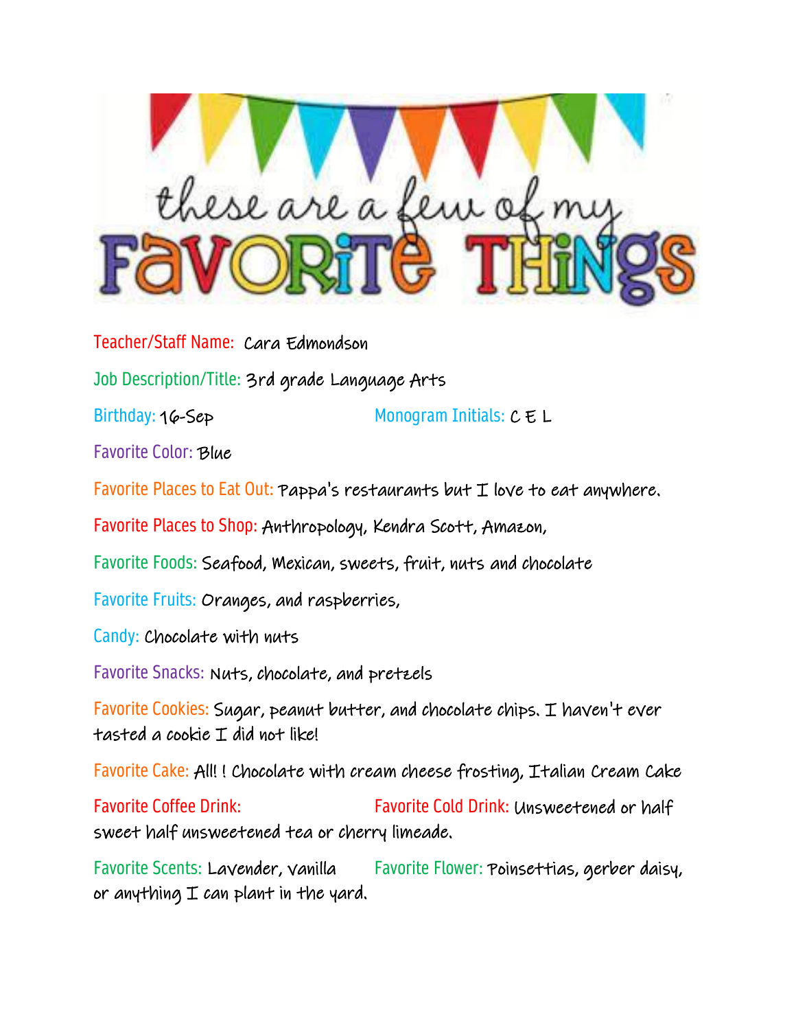# these are a few of my FAVORITE THINGS

**Teacher/Staff Name:** Cara Edmondson

**Job Description/Title:** 3rd grade Language Arts

**Birthday:** 16-Sep **Monogram Initials:** C E L

**Favorite Color:** Blue

**Favorite Places to Eat Out:** Pappa's restaurants but I love to eat anywhere.

**Favorite Places to Shop:** Anthropology, Kendra Scott, Amazon,

**Favorite Foods:** Seafood, Mexican, sweets, fruit, nuts and chocolate

**Favorite Fruits:** Oranges, and raspberries,

**Candy:** Chocolate with nuts

**Favorite Snacks:** Nuts, chocolate, and pretzels

**Favorite Cookies:** Sugar, peanut butter, and chocolate chips. I haven't ever tasted a cookie I did not like!

**Favorite Cake:** All! ! Chocolate with cream cheese frosting, Italian Cream Cake

**Favorite Coffee Drink:** **Favorite Cold Drink:** Unsweetened or half sweet half unsweetened tea or cherry limeade.

**Favorite Scents:** Lavender, vanilla **Favorite Flower:** Poinsettias, gerber daisy, or anything I can plant in the yard.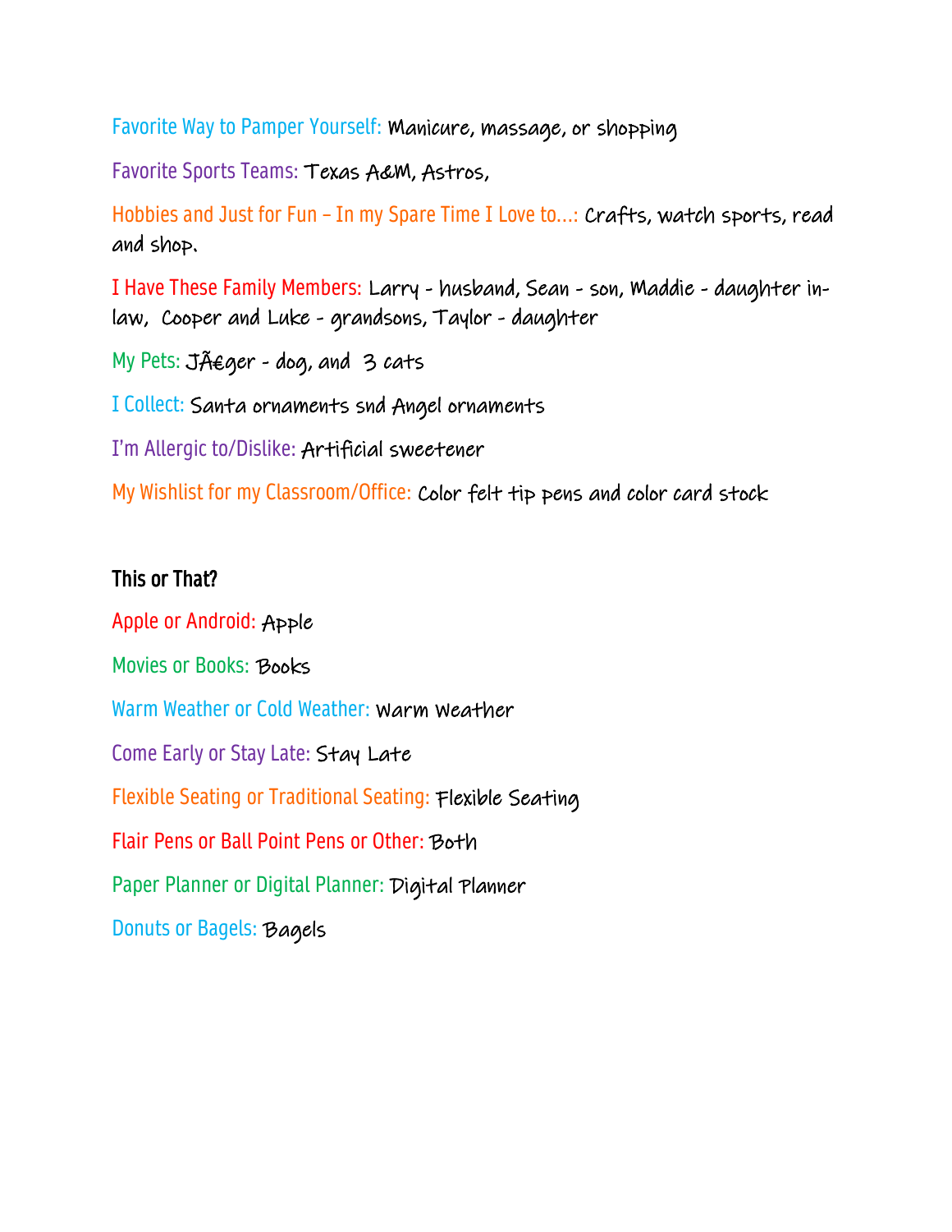Favorite Way to Pamper Yourself: Manicure, massage, or shopping

Favorite Sports Teams: Texas A&M, Astros,

Hobbies and Just for Fun – In my Spare Time I Love to…: Crafts, watch sports, read and shop.

I Have These Family Members: Larry - husband, Sean - son, Maddie - daughter in-law, Cooper and Luke - grandsons, Taylor - daughter

My Pets: JÃ€ger - dog, and 3 cats

I Collect: Santa ornaments snd Angel ornaments

I'm Allergic to/Dislike: Artificial sweetener

My Wishlist for my Classroom/Office: Color felt tip pens and color card stock

**This or That?**

Apple or Android: Apple

Movies or Books: Books

Warm Weather or Cold Weather: Warm Weather

Come Early or Stay Late: Stay Late

Flexible Seating or Traditional Seating: Flexible Seating

Flair Pens or Ball Point Pens or Other: Both

Paper Planner or Digital Planner: Digital Planner

Donuts or Bagels: Bagels